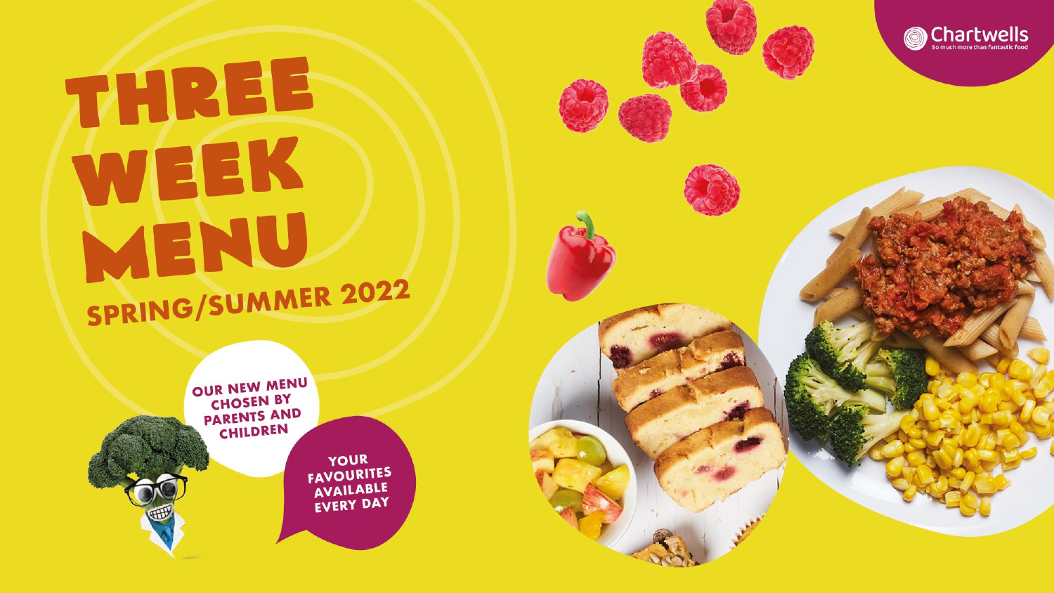# THREE WEEK MENU

## SPRING/SUMMER 2022

OUR NEW MENU CHOSEN BY PARENTS AND CHILDREN

YOUR FAVOURITES AVAILABLE EVERY DAY

Chartwells
So much more than fantastic food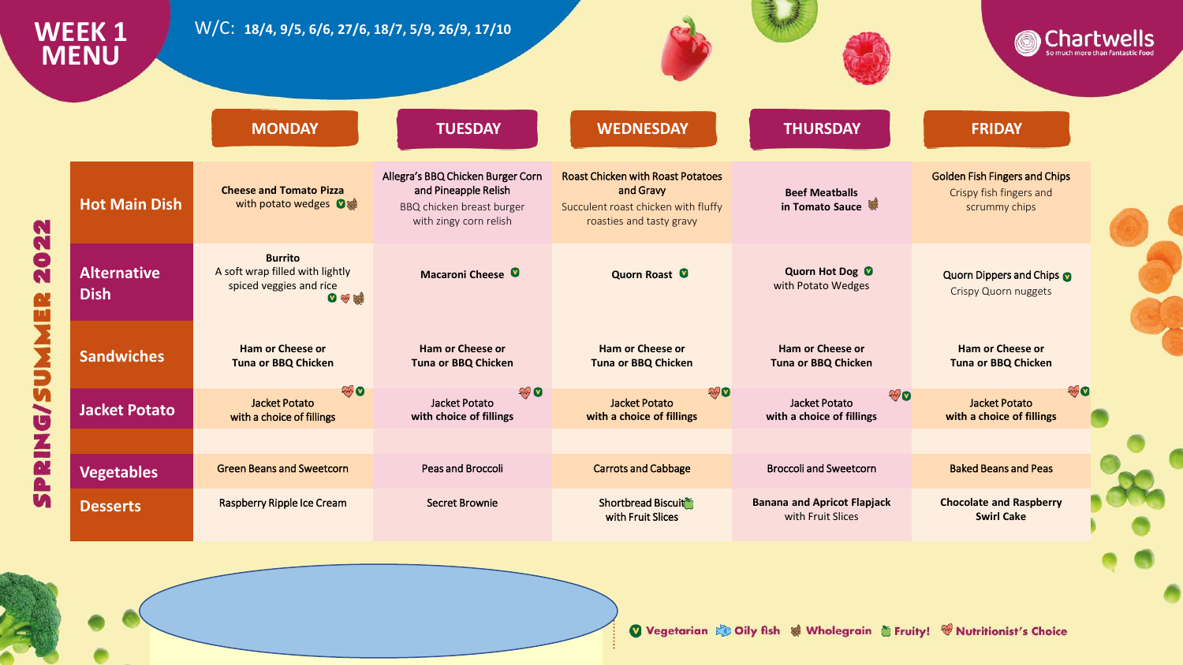# WEEK 1 MENU

W/C: **18/4, 9/5, 6/6, 27/6, 18/7, 5/9, 26/9, 17/10**

Chartwells — So much more than fantastic food

SPRING/SUMMER 2022

| | MONDAY | TUESDAY | WEDNESDAY | THURSDAY | FRIDAY |
|---|---|---|---|---|---|
| **Hot Main Dish** | **Cheese and Tomato Pizza** with potato wedges (Vegetarian, Wholegrain) | Allegra's BBQ Chicken Burger Corn and Pineapple Relish<br>BBQ chicken breast burger with zingy corn relish | Roast Chicken with Roast Potatoes and Gravy<br>Succulent roast chicken with fluffy roasties and tasty gravy | **Beef Meatballs in Tomato Sauce** (Wholegrain) | Golden Fish Fingers and Chips<br>Crispy fish fingers and scrummy chips |
| **Alternative Dish** | **Burrito**<br>A soft wrap filled with lightly spiced veggies and rice (Vegetarian, Nutritionist's Choice, Wholegrain) | **Macaroni Cheese** (Vegetarian) | **Quorn Roast** (Vegetarian) | **Quorn Hot Dog** (Vegetarian) with Potato Wedges | Quorn Dippers and Chips (Vegetarian)<br>Crispy Quorn nuggets |
| **Sandwiches** | **Ham or Cheese or Tuna or BBQ Chicken** | **Ham or Cheese or Tuna or BBQ Chicken** | **Ham or Cheese or Tuna or BBQ Chicken** | **Ham or Cheese or Tuna or BBQ Chicken** | **Ham or Cheese or Tuna or BBQ Chicken** |
| **Jacket Potato** | Jacket Potato with a choice of fillings (Nutritionist's Choice, Vegetarian) | Jacket Potato with choice of fillings (Nutritionist's Choice, Vegetarian) | Jacket Potato with a choice of fillings (Nutritionist's Choice, Vegetarian) | Jacket Potato with a choice of fillings (Nutritionist's Choice, Vegetarian) | Jacket Potato with a choice of fillings (Nutritionist's Choice, Vegetarian) |
| **Vegetables** | Green Beans and Sweetcorn | Peas and Broccoli | Carrots and Cabbage | Broccoli and Sweetcorn | Baked Beans and Peas |
| **Desserts** | Raspberry Ripple Ice Cream | Secret Brownie | Shortbread Biscuit (Fruity!) with Fruit Slices | **Banana and Apricot Flapjack** with Fruit Slices | **Chocolate and Raspberry Swirl Cake** |

Vegetarian · Oily fish · Wholegrain · Fruity! · Nutritionist's Choice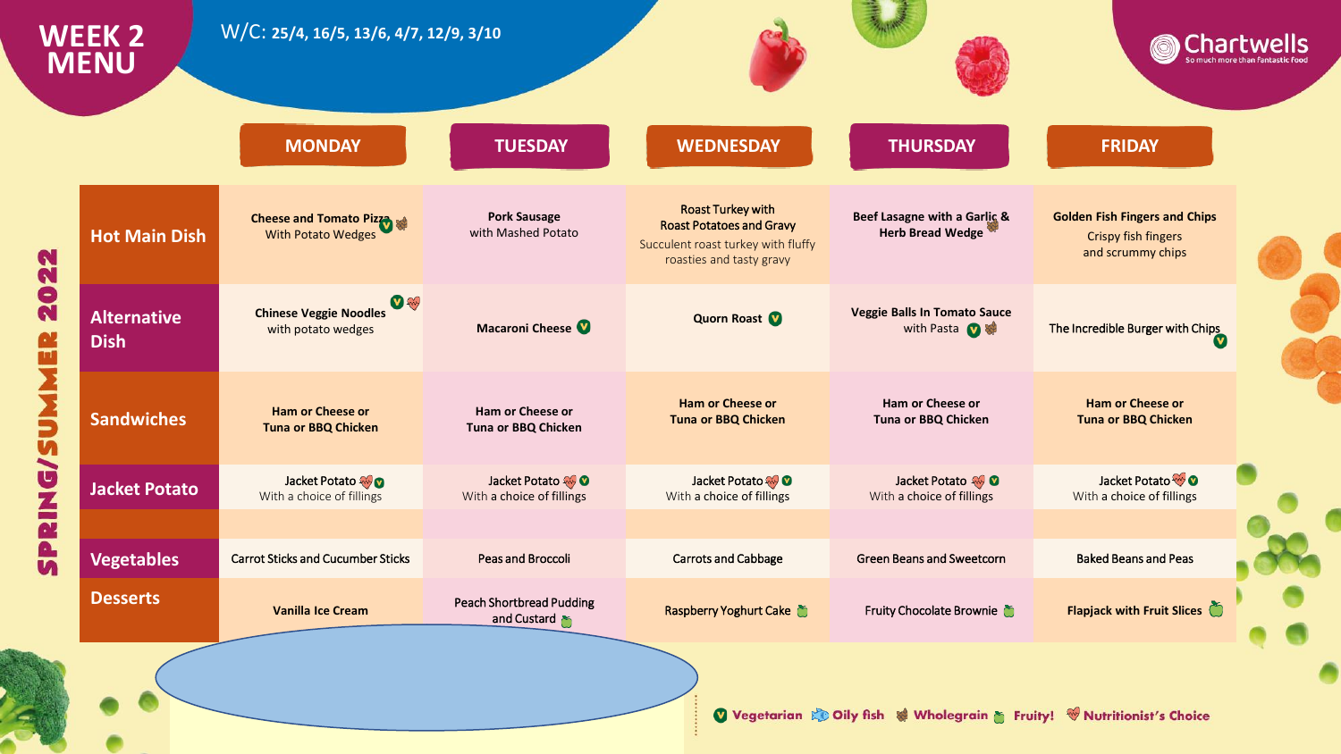# WEEK 2 MENU

W/C: 25/4, 16/5, 13/6, 4/7, 12/9, 3/10

Chartwells — So much more than fantastic food

SPRING/SUMMER 2022

| | MONDAY | TUESDAY | WEDNESDAY | THURSDAY | FRIDAY |
|---|---|---|---|---|---|
| **Hot Main Dish** | **Cheese and Tomato Pizza** (Vegetarian, Wholegrain) With Potato Wedges | **Pork Sausage** with Mashed Potato | **Roast Turkey with Roast Potatoes and Gravy** Succulent roast turkey with fluffy roasties and tasty gravy | **Beef Lasagne with a Garlic & Herb Bread Wedge** (Wholegrain) | **Golden Fish Fingers and Chips** Crispy fish fingers and scrummy chips |
| **Alternative Dish** | **Chinese Veggie Noodles** (Vegetarian, Nutritionist's Choice) with potato wedges | **Macaroni Cheese** (Vegetarian) | **Quorn Roast** (Vegetarian) | **Veggie Balls In Tomato Sauce** with Pasta (Vegetarian, Wholegrain) | The Incredible Burger with Chips (Vegetarian) |
| **Sandwiches** | **Ham or Cheese or Tuna or BBQ Chicken** | **Ham or Cheese or Tuna or BBQ Chicken** | **Ham or Cheese or Tuna or BBQ Chicken** | **Ham or Cheese or Tuna or BBQ Chicken** | **Ham or Cheese or Tuna or BBQ Chicken** |
| **Jacket Potato** | Jacket Potato (Nutritionist's Choice, Vegetarian) With a choice of fillings | Jacket Potato (Nutritionist's Choice, Vegetarian) With a choice of fillings | Jacket Potato (Nutritionist's Choice, Vegetarian) With a choice of fillings | Jacket Potato (Nutritionist's Choice, Vegetarian) With a choice of fillings | Jacket Potato (Nutritionist's Choice, Vegetarian) With a choice of fillings |
| **Vegetables** | Carrot Sticks and Cucumber Sticks | Peas and Broccoli | Carrots and Cabbage | Green Beans and Sweetcorn | Baked Beans and Peas |
| **Desserts** | **Vanilla Ice Cream** | Peach Shortbread Pudding and Custard (Fruity!) | Raspberry Yoghurt Cake (Fruity!) | Fruity Chocolate Brownie (Fruity!) | **Flapjack with Fruit Slices** (Fruity!) |

Key: Vegetarian | Oily fish | Wholegrain | Fruity! | Nutritionist's Choice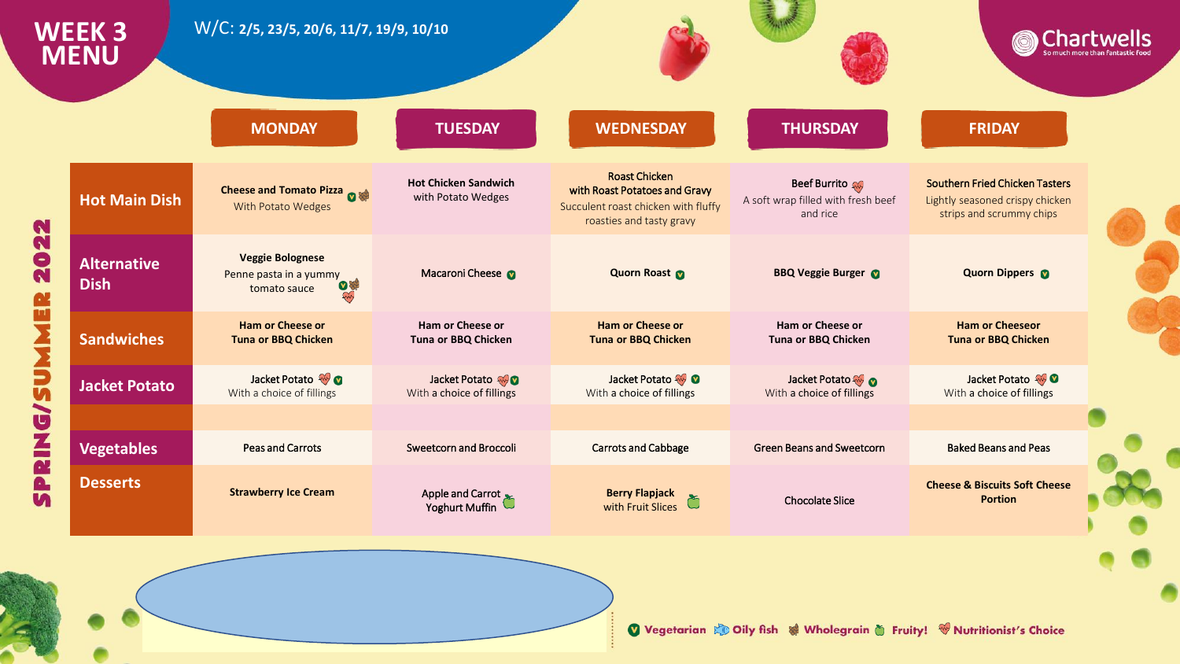# WEEK 3 MENU

W/C: 2/5, 23/5, 20/6, 11/7, 19/9, 10/10

Chartwells
So much more than fantastic food

SPRING/SUMMER 2022

| | MONDAY | TUESDAY | WEDNESDAY | THURSDAY | FRIDAY |
|---|---|---|---|---|---|
| **Hot Main Dish** | **Cheese and Tomato Pizza** (Vegetarian, Wholegrain) With Potato Wedges | **Hot Chicken Sandwich** with Potato Wedges | **Roast Chicken with Roast Potatoes and Gravy** Succulent roast chicken with fluffy roasties and tasty gravy | **Beef Burrito** (Nutritionist's Choice) A soft wrap filled with fresh beef and rice | **Southern Fried Chicken Tasters** Lightly seasoned crispy chicken strips and scrummy chips |
| **Alternative Dish** | **Veggie Bolognese** Penne pasta in a yummy tomato sauce (Vegetarian, Wholegrain, Nutritionist's Choice) | Macaroni Cheese (Vegetarian) | **Quorn Roast** (Vegetarian) | **BBQ Veggie Burger** (Vegetarian) | **Quorn Dippers** (Vegetarian) |
| **Sandwiches** | **Ham or Cheese or Tuna or BBQ Chicken** | **Ham or Cheese or Tuna or BBQ Chicken** | **Ham or Cheese or Tuna or BBQ Chicken** | **Ham or Cheese or Tuna or BBQ Chicken** | **Ham or Cheeseor Tuna or BBQ Chicken** |
| **Jacket Potato** | Jacket Potato (Nutritionist's Choice, Vegetarian) With a choice of fillings | Jacket Potato (Nutritionist's Choice, Vegetarian) With a choice of fillings | Jacket Potato (Nutritionist's Choice, Vegetarian) With a choice of fillings | Jacket Potato (Nutritionist's Choice, Vegetarian) With a choice of fillings | Jacket Potato (Nutritionist's Choice, Vegetarian) With a choice of fillings |
| | | | | | |
| **Vegetables** | Peas and Carrots | Sweetcorn and Broccoli | Carrots and Cabbage | Green Beans and Sweetcorn | Baked Beans and Peas |
| **Desserts** | **Strawberry Ice Cream** | Apple and Carrot Yoghurt Muffin (Fruity!) | **Berry Flapjack** with Fruit Slices (Fruity!) | Chocolate Slice | **Cheese & Biscuits Soft Cheese Portion** |

Vegetarian | Oily fish | Wholegrain | Fruity! | Nutritionist's Choice